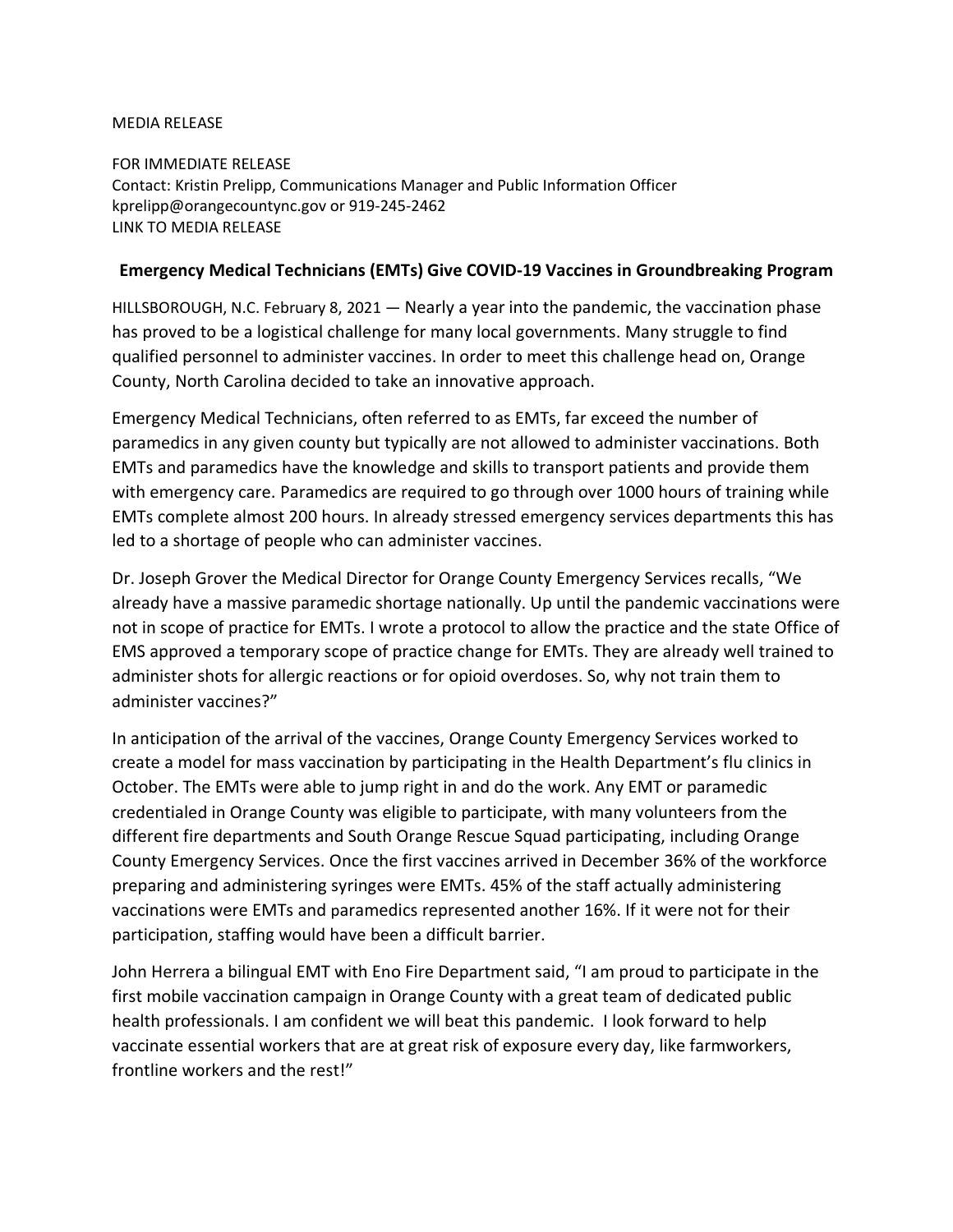MEDIA RELEASE

FOR IMMEDIATE RELEASE
Contact: Kristin Prelipp, Communications Manager and Public Information Officer
kprelipp@orangecountync.gov or 919-245-2462
LINK TO MEDIA RELEASE

## Emergency Medical Technicians (EMTs) Give COVID-19 Vaccines in Groundbreaking Program

HILLSBOROUGH, N.C. February 8, 2021 — Nearly a year into the pandemic, the vaccination phase has proved to be a logistical challenge for many local governments. Many struggle to find qualified personnel to administer vaccines. In order to meet this challenge head on, Orange County, North Carolina decided to take an innovative approach.

Emergency Medical Technicians, often referred to as EMTs, far exceed the number of paramedics in any given county but typically are not allowed to administer vaccinations. Both EMTs and paramedics have the knowledge and skills to transport patients and provide them with emergency care. Paramedics are required to go through over 1000 hours of training while EMTs complete almost 200 hours. In already stressed emergency services departments this has led to a shortage of people who can administer vaccines.

Dr. Joseph Grover the Medical Director for Orange County Emergency Services recalls, "We already have a massive paramedic shortage nationally. Up until the pandemic vaccinations were not in scope of practice for EMTs. I wrote a protocol to allow the practice and the state Office of EMS approved a temporary scope of practice change for EMTs. They are already well trained to administer shots for allergic reactions or for opioid overdoses. So, why not train them to administer vaccines?"

In anticipation of the arrival of the vaccines, Orange County Emergency Services worked to create a model for mass vaccination by participating in the Health Department's flu clinics in October. The EMTs were able to jump right in and do the work. Any EMT or paramedic credentialed in Orange County was eligible to participate, with many volunteers from the different fire departments and South Orange Rescue Squad participating, including Orange County Emergency Services. Once the first vaccines arrived in December 36% of the workforce preparing and administering syringes were EMTs. 45% of the staff actually administering vaccinations were EMTs and paramedics represented another 16%. If it were not for their participation, staffing would have been a difficult barrier.

John Herrera a bilingual EMT with Eno Fire Department said, "I am proud to participate in the first mobile vaccination campaign in Orange County with a great team of dedicated public health professionals. I am confident we will beat this pandemic. I look forward to help vaccinate essential workers that are at great risk of exposure every day, like farmworkers, frontline workers and the rest!"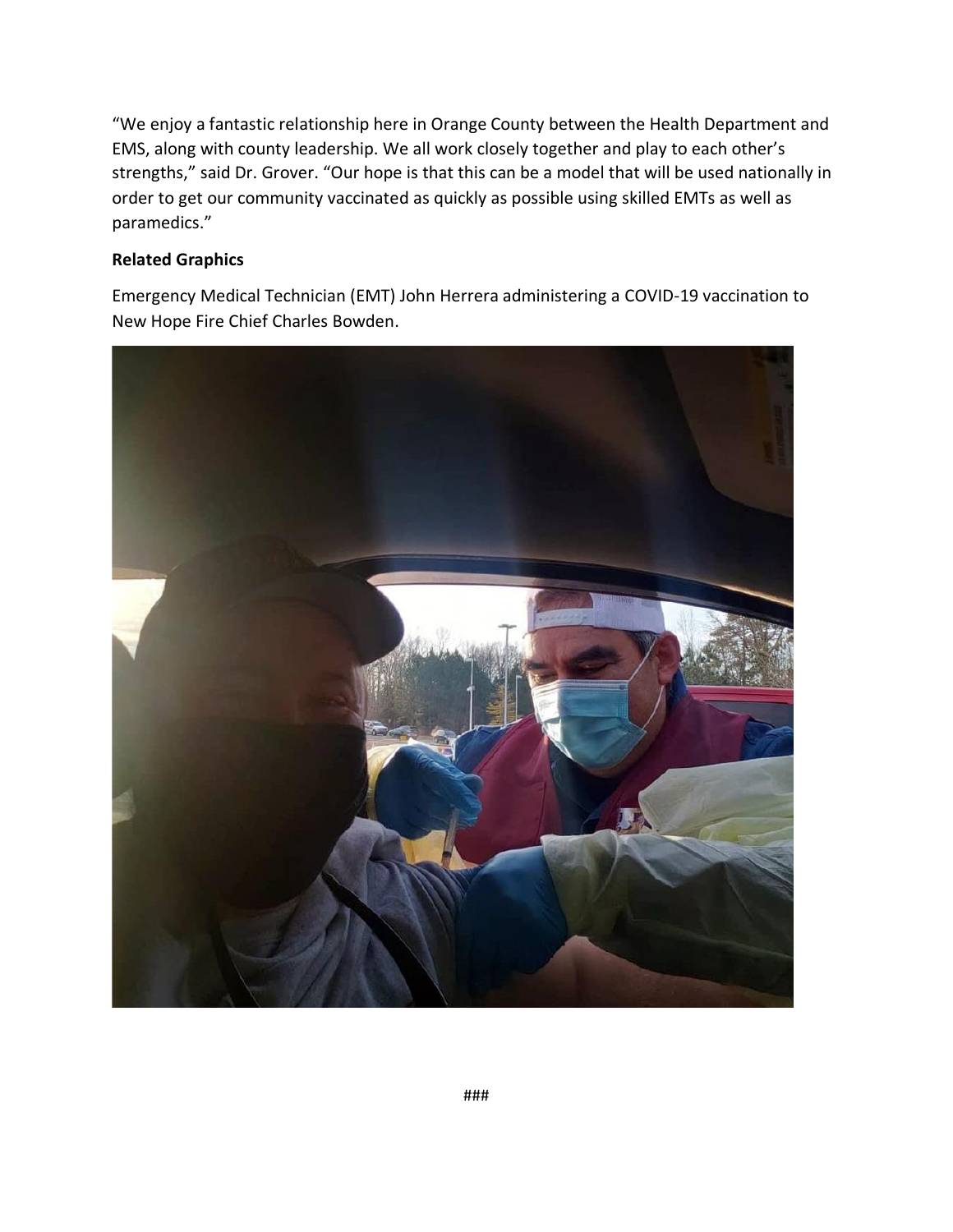"We enjoy a fantastic relationship here in Orange County between the Health Department and EMS, along with county leadership. We all work closely together and play to each other's strengths," said Dr. Grover. "Our hope is that this can be a model that will be used nationally in order to get our community vaccinated as quickly as possible using skilled EMTs as well as paramedics."

**Related Graphics**

Emergency Medical Technician (EMT) John Herrera administering a COVID-19 vaccination to New Hope Fire Chief Charles Bowden.

###